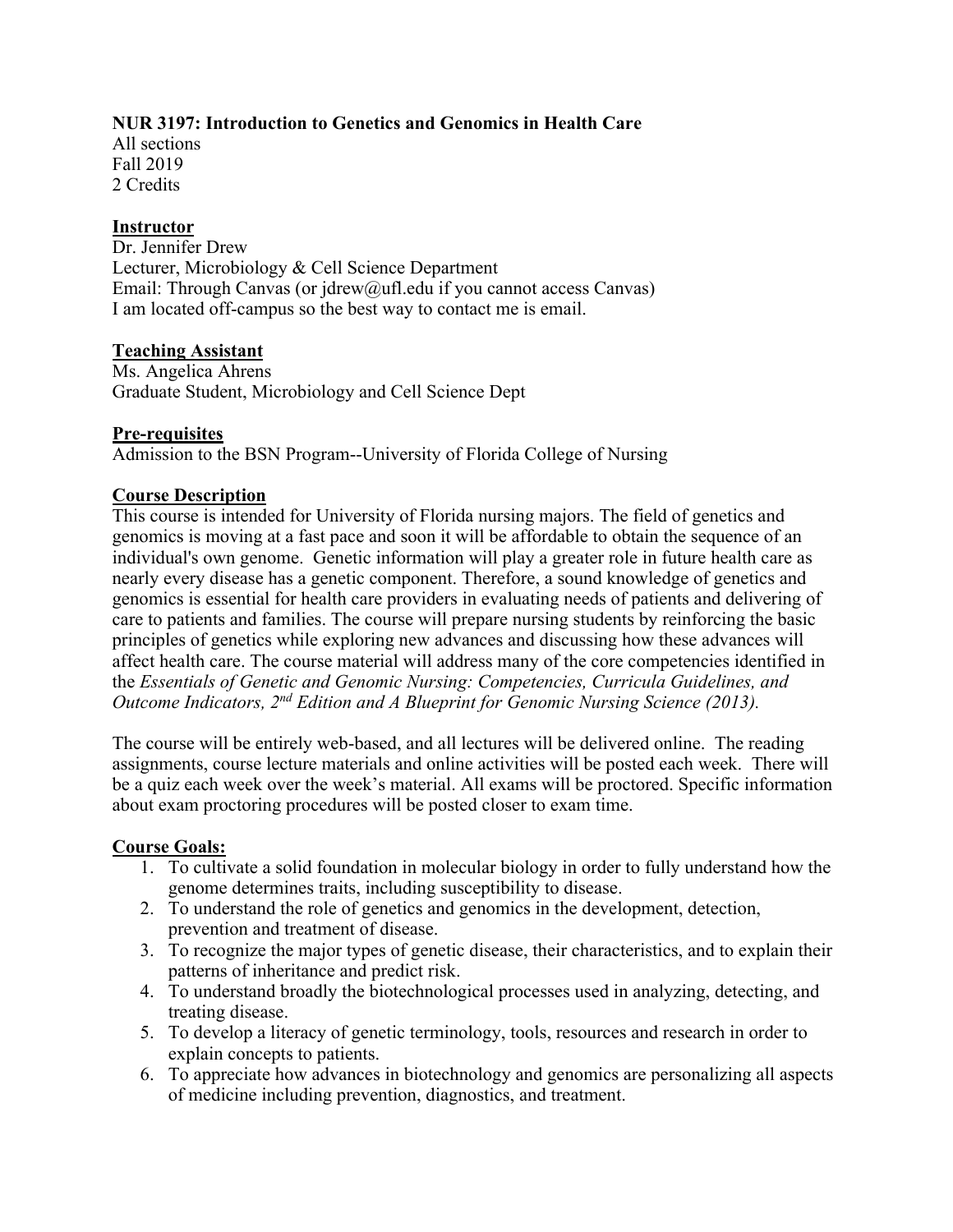**NUR 3197: Introduction to Genetics and Genomics in Health Care**
All sections
Fall 2019
2 Credits

## Instructor

Dr. Jennifer Drew
Lecturer, Microbiology & Cell Science Department
Email: Through Canvas (or jdrew@ufl.edu if you cannot access Canvas)
I am located off-campus so the best way to contact me is email.

## Teaching Assistant

Ms. Angelica Ahrens
Graduate Student, Microbiology and Cell Science Dept

## Pre-requisites

Admission to the BSN Program--University of Florida College of Nursing

## Course Description

This course is intended for University of Florida nursing majors. The field of genetics and genomics is moving at a fast pace and soon it will be affordable to obtain the sequence of an individual's own genome. Genetic information will play a greater role in future health care as nearly every disease has a genetic component. Therefore, a sound knowledge of genetics and genomics is essential for health care providers in evaluating needs of patients and delivering of care to patients and families. The course will prepare nursing students by reinforcing the basic principles of genetics while exploring new advances and discussing how these advances will affect health care. The course material will address many of the core competencies identified in the *Essentials of Genetic and Genomic Nursing: Competencies, Curricula Guidelines, and Outcome Indicators, 2nd Edition and A Blueprint for Genomic Nursing Science (2013).*

The course will be entirely web-based, and all lectures will be delivered online. The reading assignments, course lecture materials and online activities will be posted each week. There will be a quiz each week over the week's material. All exams will be proctored. Specific information about exam proctoring procedures will be posted closer to exam time.

## Course Goals:

1. To cultivate a solid foundation in molecular biology in order to fully understand how the genome determines traits, including susceptibility to disease.
2. To understand the role of genetics and genomics in the development, detection, prevention and treatment of disease.
3. To recognize the major types of genetic disease, their characteristics, and to explain their patterns of inheritance and predict risk.
4. To understand broadly the biotechnological processes used in analyzing, detecting, and treating disease.
5. To develop a literacy of genetic terminology, tools, resources and research in order to explain concepts to patients.
6. To appreciate how advances in biotechnology and genomics are personalizing all aspects of medicine including prevention, diagnostics, and treatment.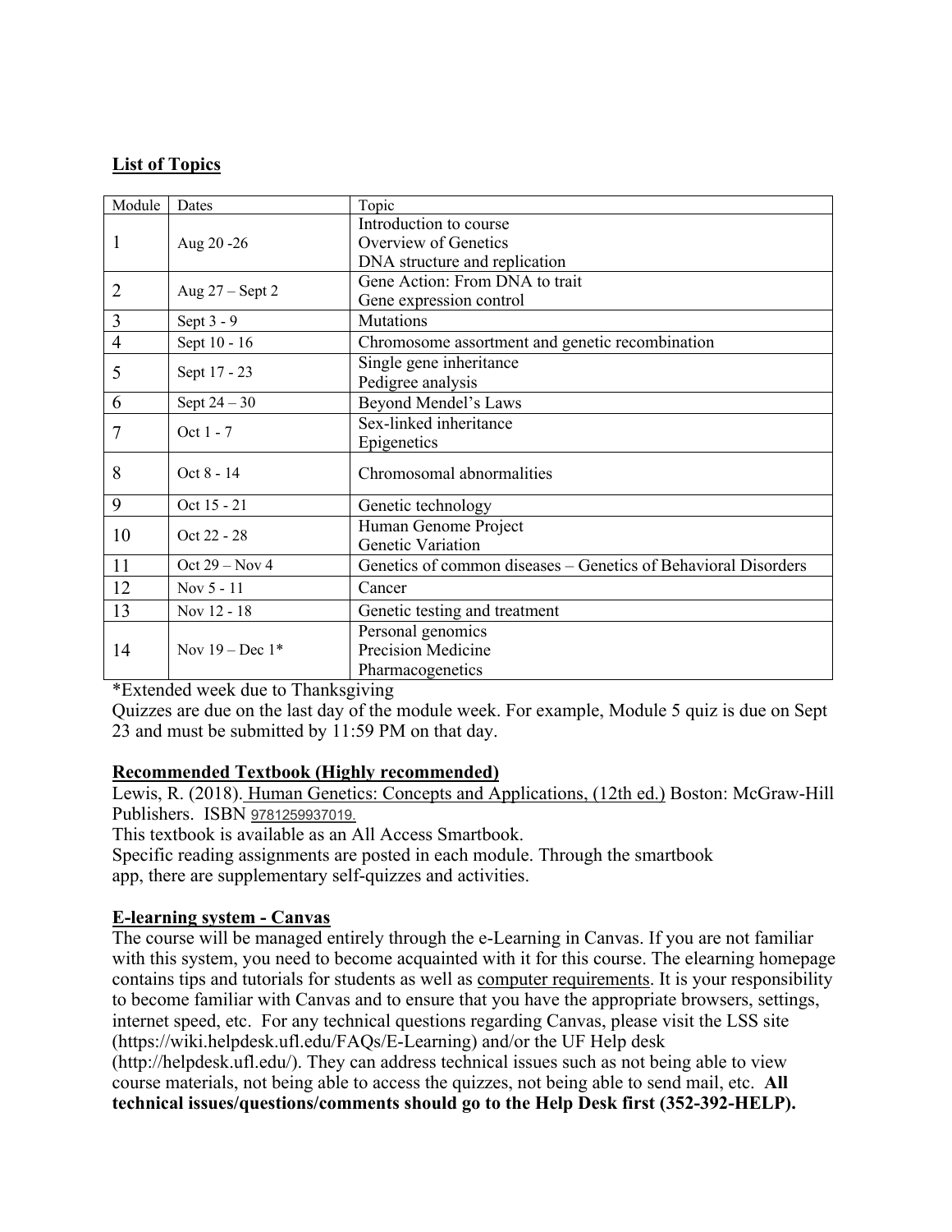## List of Topics

| Module | Dates | Topic |
| --- | --- | --- |
| 1 | Aug 20 -26 | Introduction to course<br>Overview of Genetics<br>DNA structure and replication |
| 2 | Aug 27 – Sept 2 | Gene Action: From DNA to trait<br>Gene expression control |
| 3 | Sept 3 - 9 | Mutations |
| 4 | Sept 10 - 16 | Chromosome assortment and genetic recombination |
| 5 | Sept 17 - 23 | Single gene inheritance<br>Pedigree analysis |
| 6 | Sept 24 – 30 | Beyond Mendel's Laws |
| 7 | Oct 1 - 7 | Sex-linked inheritance<br>Epigenetics |
| 8 | Oct 8 - 14 | Chromosomal abnormalities |
| 9 | Oct 15 - 21 | Genetic technology |
| 10 | Oct 22 - 28 | Human Genome Project<br>Genetic Variation |
| 11 | Oct 29 – Nov 4 | Genetics of common diseases – Genetics of Behavioral Disorders |
| 12 | Nov 5 - 11 | Cancer |
| 13 | Nov 12 - 18 | Genetic testing and treatment |
| 14 | Nov 19 – Dec 1* | Personal genomics<br>Precision Medicine<br>Pharmacogenetics |

*Extended week due to Thanksgiving

Quizzes are due on the last day of the module week. For example, Module 5 quiz is due on Sept 23 and must be submitted by 11:59 PM on that day.

## Recommended Textbook (Highly recommended)

Lewis, R. (2018). Human Genetics: Concepts and Applications, (12th ed.) Boston: McGraw-Hill Publishers. ISBN 9781259937019.

This textbook is available as an All Access Smartbook.

Specific reading assignments are posted in each module. Through the smartbook app, there are supplementary self-quizzes and activities.

## E-learning system - Canvas

The course will be managed entirely through the e-Learning in Canvas. If you are not familiar with this system, you need to become acquainted with it for this course. The elearning homepage contains tips and tutorials for students as well as computer requirements. It is your responsibility to become familiar with Canvas and to ensure that you have the appropriate browsers, settings, internet speed, etc. For any technical questions regarding Canvas, please visit the LSS site (https://wiki.helpdesk.ufl.edu/FAQs/E-Learning) and/or the UF Help desk (http://helpdesk.ufl.edu/). They can address technical issues such as not being able to view course materials, not being able to access the quizzes, not being able to send mail, etc. **All technical issues/questions/comments should go to the Help Desk first (352-392-HELP).**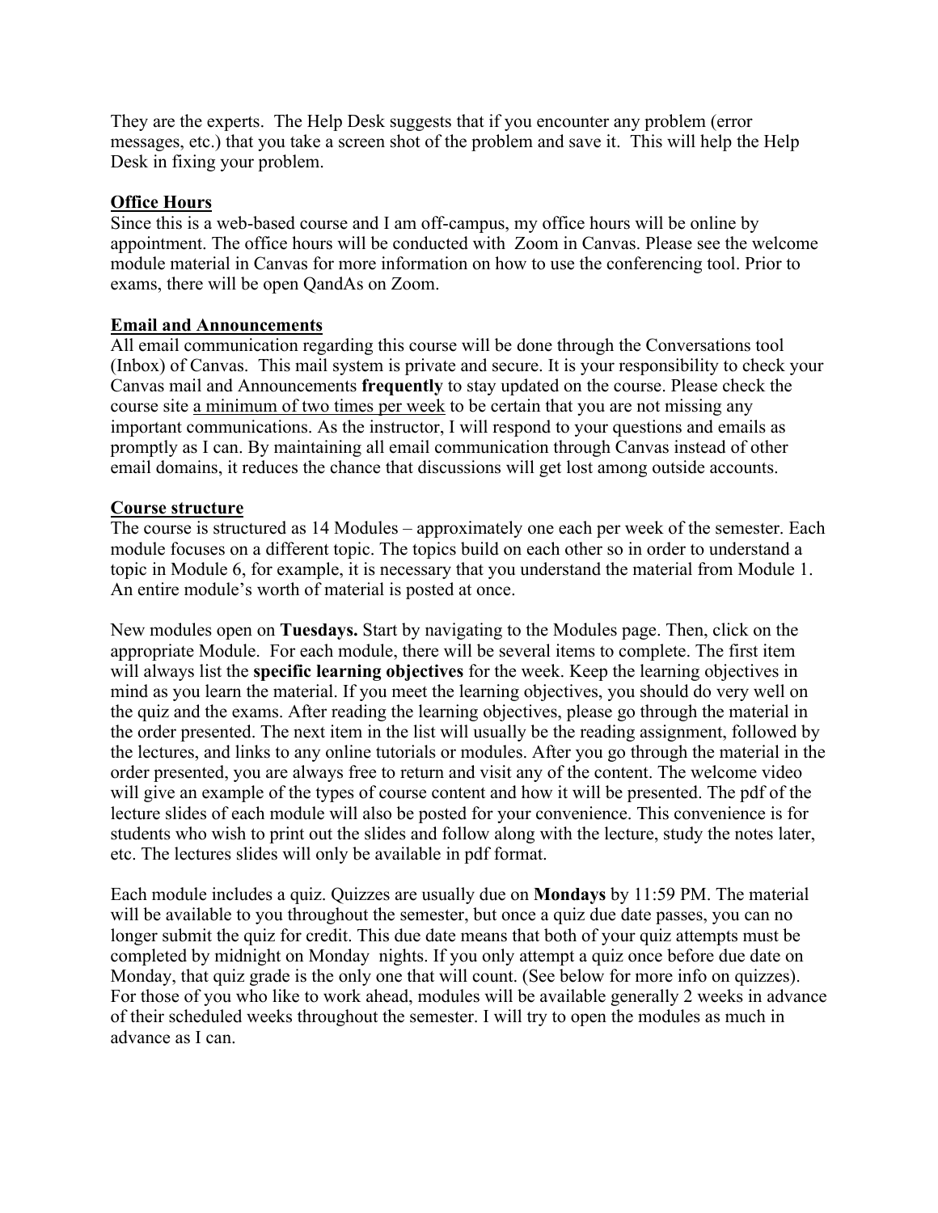They are the experts. The Help Desk suggests that if you encounter any problem (error messages, etc.) that you take a screen shot of the problem and save it. This will help the Help Desk in fixing your problem.

## Office Hours

Since this is a web-based course and I am off-campus, my office hours will be online by appointment. The office hours will be conducted with Zoom in Canvas. Please see the welcome module material in Canvas for more information on how to use the conferencing tool. Prior to exams, there will be open QandAs on Zoom.

## Email and Announcements

All email communication regarding this course will be done through the Conversations tool (Inbox) of Canvas. This mail system is private and secure. It is your responsibility to check your Canvas mail and Announcements **frequently** to stay updated on the course. Please check the course site a minimum of two times per week to be certain that you are not missing any important communications. As the instructor, I will respond to your questions and emails as promptly as I can. By maintaining all email communication through Canvas instead of other email domains, it reduces the chance that discussions will get lost among outside accounts.

## Course structure

The course is structured as 14 Modules – approximately one each per week of the semester. Each module focuses on a different topic. The topics build on each other so in order to understand a topic in Module 6, for example, it is necessary that you understand the material from Module 1. An entire module's worth of material is posted at once.

New modules open on **Tuesdays.** Start by navigating to the Modules page. Then, click on the appropriate Module. For each module, there will be several items to complete. The first item will always list the **specific learning objectives** for the week. Keep the learning objectives in mind as you learn the material. If you meet the learning objectives, you should do very well on the quiz and the exams. After reading the learning objectives, please go through the material in the order presented. The next item in the list will usually be the reading assignment, followed by the lectures, and links to any online tutorials or modules. After you go through the material in the order presented, you are always free to return and visit any of the content. The welcome video will give an example of the types of course content and how it will be presented. The pdf of the lecture slides of each module will also be posted for your convenience. This convenience is for students who wish to print out the slides and follow along with the lecture, study the notes later, etc. The lectures slides will only be available in pdf format.

Each module includes a quiz. Quizzes are usually due on **Mondays** by 11:59 PM. The material will be available to you throughout the semester, but once a quiz due date passes, you can no longer submit the quiz for credit. This due date means that both of your quiz attempts must be completed by midnight on Monday nights. If you only attempt a quiz once before due date on Monday, that quiz grade is the only one that will count. (See below for more info on quizzes). For those of you who like to work ahead, modules will be available generally 2 weeks in advance of their scheduled weeks throughout the semester. I will try to open the modules as much in advance as I can.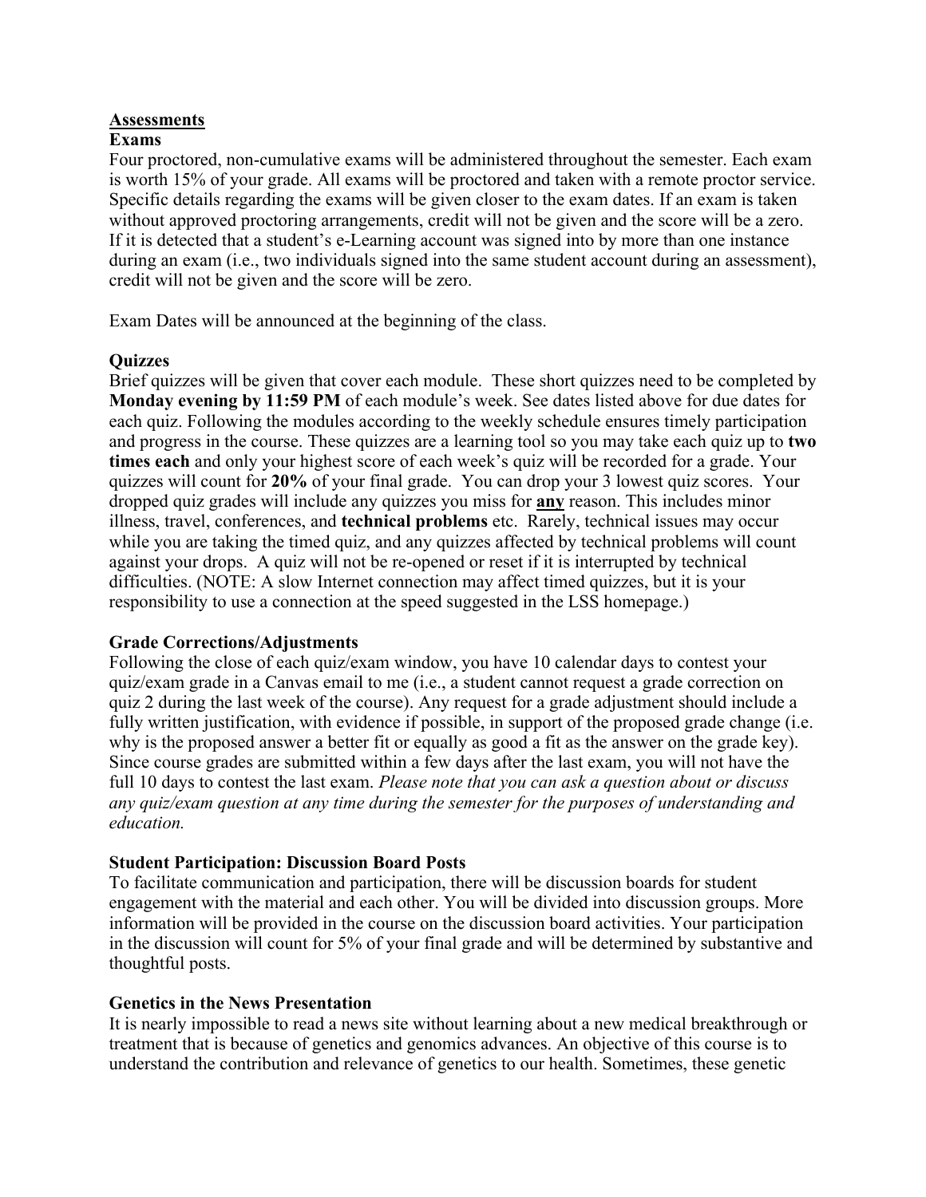## Assessments

### Exams

Four proctored, non-cumulative exams will be administered throughout the semester. Each exam is worth 15% of your grade. All exams will be proctored and taken with a remote proctor service. Specific details regarding the exams will be given closer to the exam dates. If an exam is taken without approved proctoring arrangements, credit will not be given and the score will be a zero. If it is detected that a student's e-Learning account was signed into by more than one instance during an exam (i.e., two individuals signed into the same student account during an assessment), credit will not be given and the score will be zero.

Exam Dates will be announced at the beginning of the class.

### Quizzes

Brief quizzes will be given that cover each module. These short quizzes need to be completed by **Monday evening by 11:59 PM** of each module's week. See dates listed above for due dates for each quiz. Following the modules according to the weekly schedule ensures timely participation and progress in the course. These quizzes are a learning tool so you may take each quiz up to **two times each** and only your highest score of each week's quiz will be recorded for a grade. Your quizzes will count for **20%** of your final grade. You can drop your 3 lowest quiz scores. Your dropped quiz grades will include any quizzes you miss for ***any*** reason. This includes minor illness, travel, conferences, and **technical problems** etc. Rarely, technical issues may occur while you are taking the timed quiz, and any quizzes affected by technical problems will count against your drops. A quiz will not be re-opened or reset if it is interrupted by technical difficulties. (NOTE: A slow Internet connection may affect timed quizzes, but it is your responsibility to use a connection at the speed suggested in the LSS homepage.)

### Grade Corrections/Adjustments

Following the close of each quiz/exam window, you have 10 calendar days to contest your quiz/exam grade in a Canvas email to me (i.e., a student cannot request a grade correction on quiz 2 during the last week of the course). Any request for a grade adjustment should include a fully written justification, with evidence if possible, in support of the proposed grade change (i.e. why is the proposed answer a better fit or equally as good a fit as the answer on the grade key). Since course grades are submitted within a few days after the last exam, you will not have the full 10 days to contest the last exam. *Please note that you can ask a question about or discuss any quiz/exam question at any time during the semester for the purposes of understanding and education.*

### Student Participation: Discussion Board Posts

To facilitate communication and participation, there will be discussion boards for student engagement with the material and each other. You will be divided into discussion groups. More information will be provided in the course on the discussion board activities. Your participation in the discussion will count for 5% of your final grade and will be determined by substantive and thoughtful posts.

### Genetics in the News Presentation

It is nearly impossible to read a news site without learning about a new medical breakthrough or treatment that is because of genetics and genomics advances. An objective of this course is to understand the contribution and relevance of genetics to our health. Sometimes, these genetic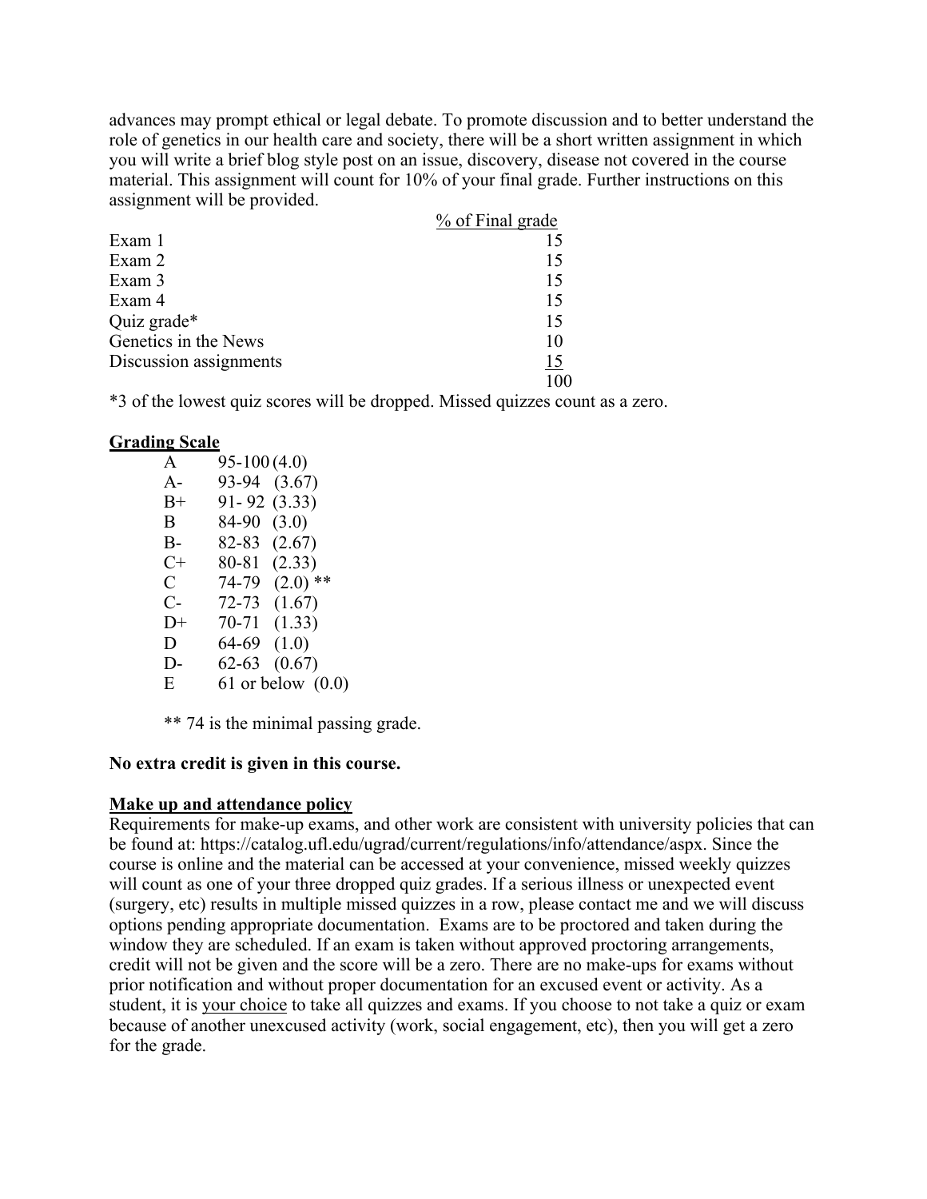advances may prompt ethical or legal debate. To promote discussion and to better understand the role of genetics in our health care and society, there will be a short written assignment in which you will write a brief blog style post on an issue, discovery, disease not covered in the course material. This assignment will count for 10% of your final grade. Further instructions on this assignment will be provided.

| | % of Final grade |
|---|---|
| Exam 1 | 15 |
| Exam 2 | 15 |
| Exam 3 | 15 |
| Exam 4 | 15 |
| Quiz grade* | 15 |
| Genetics in the News | 10 |
| Discussion assignments | 15 |
| | 100 |

*3 of the lowest quiz scores will be dropped. Missed quizzes count as a zero.

## Grading Scale

| | | |
|---|---|---|
| A | 95-100 | (4.0) |
| A- | 93-94 | (3.67) |
| B+ | 91- 92 | (3.33) |
| B | 84-90 | (3.0) |
| B- | 82-83 | (2.67) |
| C+ | 80-81 | (2.33) |
| C | 74-79 | (2.0) ** |
| C- | 72-73 | (1.67) |
| D+ | 70-71 | (1.33) |
| D | 64-69 | (1.0) |
| D- | 62-63 | (0.67) |
| E | 61 or below | (0.0) |

** 74 is the minimal passing grade.

**No extra credit is given in this course.**

## Make up and attendance policy

Requirements for make-up exams, and other work are consistent with university policies that can be found at: https://catalog.ufl.edu/ugrad/current/regulations/info/attendance/aspx. Since the course is online and the material can be accessed at your convenience, missed weekly quizzes will count as one of your three dropped quiz grades. If a serious illness or unexpected event (surgery, etc) results in multiple missed quizzes in a row, please contact me and we will discuss options pending appropriate documentation. Exams are to be proctored and taken during the window they are scheduled. If an exam is taken without approved proctoring arrangements, credit will not be given and the score will be a zero. There are no make-ups for exams without prior notification and without proper documentation for an excused event or activity. As a student, it is your choice to take all quizzes and exams. If you choose to not take a quiz or exam because of another unexcused activity (work, social engagement, etc), then you will get a zero for the grade.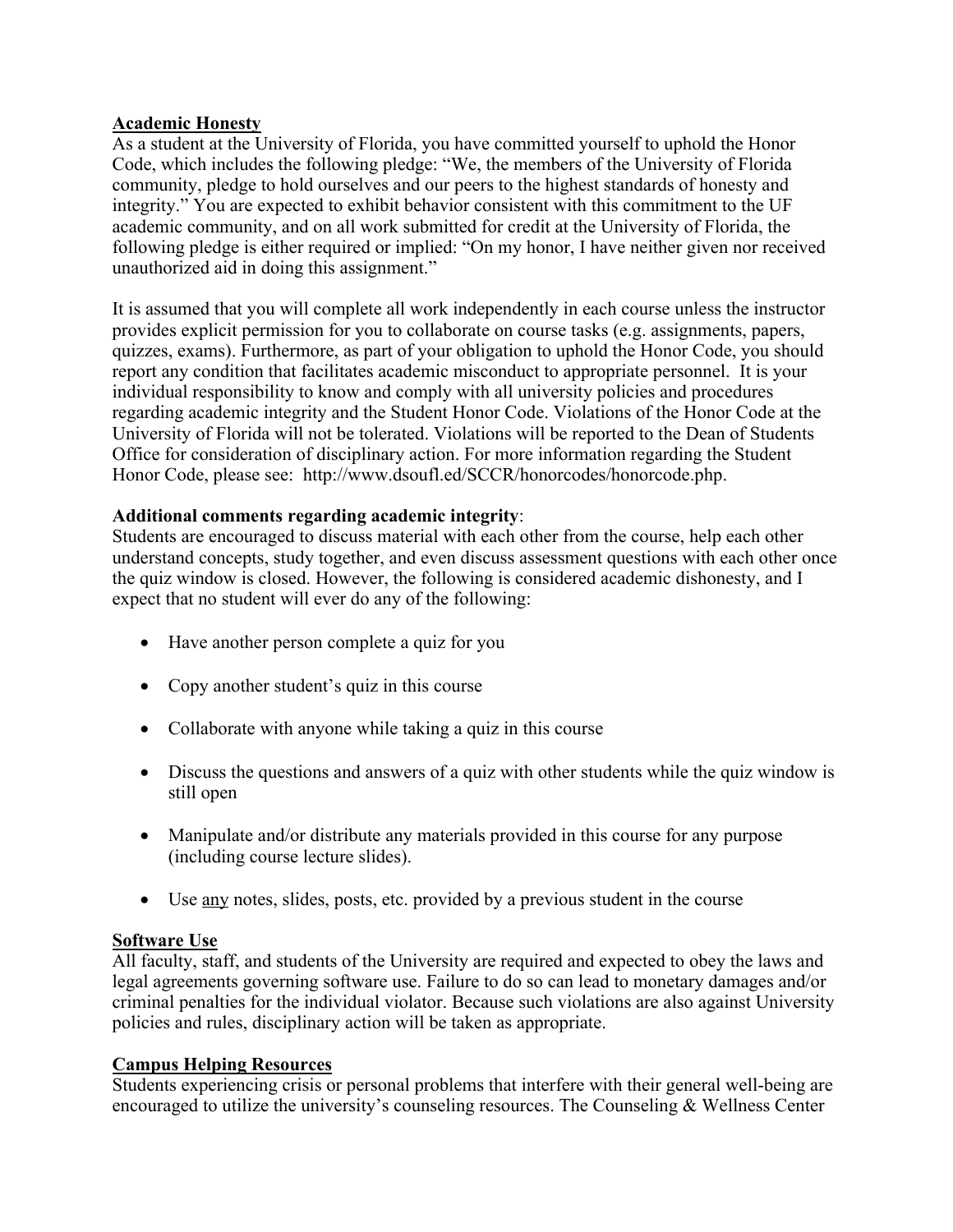**Academic Honesty**

As a student at the University of Florida, you have committed yourself to uphold the Honor Code, which includes the following pledge: "We, the members of the University of Florida community, pledge to hold ourselves and our peers to the highest standards of honesty and integrity." You are expected to exhibit behavior consistent with this commitment to the UF academic community, and on all work submitted for credit at the University of Florida, the following pledge is either required or implied: "On my honor, I have neither given nor received unauthorized aid in doing this assignment."

It is assumed that you will complete all work independently in each course unless the instructor provides explicit permission for you to collaborate on course tasks (e.g. assignments, papers, quizzes, exams). Furthermore, as part of your obligation to uphold the Honor Code, you should report any condition that facilitates academic misconduct to appropriate personnel. It is your individual responsibility to know and comply with all university policies and procedures regarding academic integrity and the Student Honor Code. Violations of the Honor Code at the University of Florida will not be tolerated. Violations will be reported to the Dean of Students Office for consideration of disciplinary action. For more information regarding the Student Honor Code, please see: http://www.dsoufl.ed/SCCR/honorcodes/honorcode.php.

**Additional comments regarding academic integrity**:

Students are encouraged to discuss material with each other from the course, help each other understand concepts, study together, and even discuss assessment questions with each other once the quiz window is closed. However, the following is considered academic dishonesty, and I expect that no student will ever do any of the following:

- Have another person complete a quiz for you
- Copy another student's quiz in this course
- Collaborate with anyone while taking a quiz in this course
- Discuss the questions and answers of a quiz with other students while the quiz window is still open
- Manipulate and/or distribute any materials provided in this course for any purpose (including course lecture slides).
- Use any notes, slides, posts, etc. provided by a previous student in the course

**Software Use**

All faculty, staff, and students of the University are required and expected to obey the laws and legal agreements governing software use. Failure to do so can lead to monetary damages and/or criminal penalties for the individual violator. Because such violations are also against University policies and rules, disciplinary action will be taken as appropriate.

**Campus Helping Resources**

Students experiencing crisis or personal problems that interfere with their general well-being are encouraged to utilize the university's counseling resources. The Counseling & Wellness Center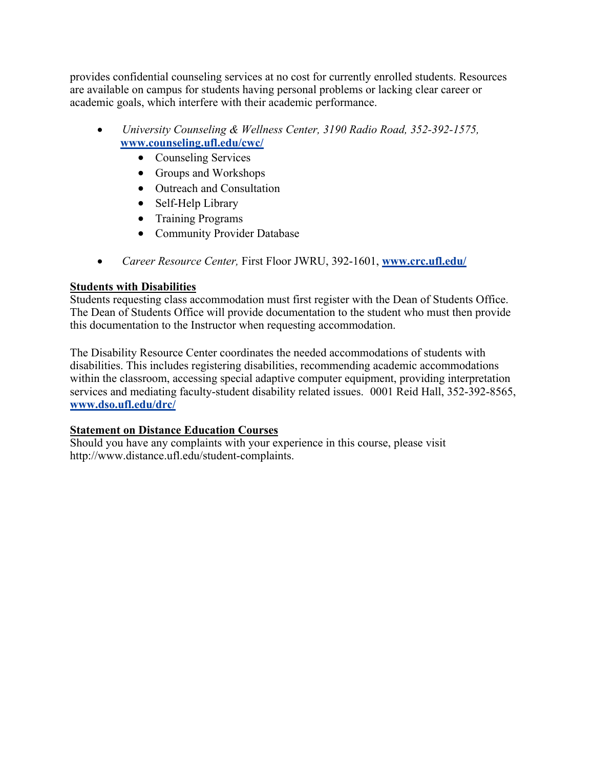provides confidential counseling services at no cost for currently enrolled students. Resources are available on campus for students having personal problems or lacking clear career or academic goals, which interfere with their academic performance.

- *University Counseling & Wellness Center, 3190 Radio Road, 352-392-1575,* **www.counseling.ufl.edu/cwc/**
  - Counseling Services
  - Groups and Workshops
  - Outreach and Consultation
  - Self-Help Library
  - Training Programs
  - Community Provider Database

- *Career Resource Center,* First Floor JWRU, 392-1601, **www.crc.ufl.edu/**

**Students with Disabilities**

Students requesting class accommodation must first register with the Dean of Students Office. The Dean of Students Office will provide documentation to the student who must then provide this documentation to the Instructor when requesting accommodation.

The Disability Resource Center coordinates the needed accommodations of students with disabilities. This includes registering disabilities, recommending academic accommodations within the classroom, accessing special adaptive computer equipment, providing interpretation services and mediating faculty-student disability related issues. 0001 Reid Hall, 352-392-8565, **www.dso.ufl.edu/drc/**

**Statement on Distance Education Courses**

Should you have any complaints with your experience in this course, please visit http://www.distance.ufl.edu/student-complaints.